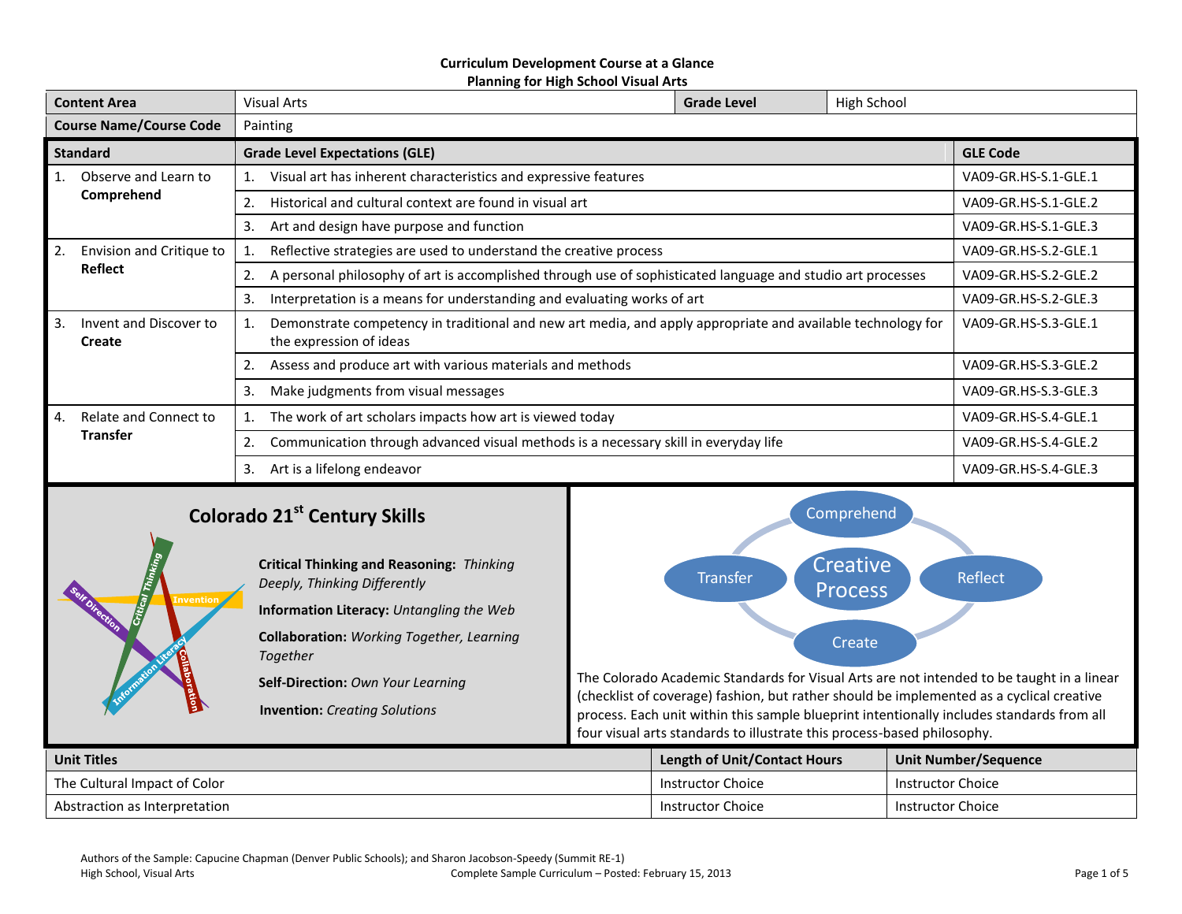# Curriculum Development Course at a Glance
## Planning for High School Visual Arts

| Content Area | Visual Arts | Grade Level | High School |
|---|---|---|---|
| Course Name/Course Code | Painting | | |

| Standard | Grade Level Expectations (GLE) | GLE Code |
|---|---|---|
| 1. Observe and Learn to **Comprehend** | 1. Visual art has inherent characteristics and expressive features | VA09-GR.HS-S.1-GLE.1 |
| | 2. Historical and cultural context are found in visual art | VA09-GR.HS-S.1-GLE.2 |
| | 3. Art and design have purpose and function | VA09-GR.HS-S.1-GLE.3 |
| 2. Envision and Critique to **Reflect** | 1. Reflective strategies are used to understand the creative process | VA09-GR.HS-S.2-GLE.1 |
| | 2. A personal philosophy of art is accomplished through use of sophisticated language and studio art processes | VA09-GR.HS-S.2-GLE.2 |
| | 3. Interpretation is a means for understanding and evaluating works of art | VA09-GR.HS-S.2-GLE.3 |
| 3. Invent and Discover to **Create** | 1. Demonstrate competency in traditional and new art media, and apply appropriate and available technology for the expression of ideas | VA09-GR.HS-S.3-GLE.1 |
| | 2. Assess and produce art with various materials and methods | VA09-GR.HS-S.3-GLE.2 |
| | 3. Make judgments from visual messages | VA09-GR.HS-S.3-GLE.3 |
| 4. Relate and Connect to **Transfer** | 1. The work of art scholars impacts how art is viewed today | VA09-GR.HS-S.4-GLE.1 |
| | 2. Communication through advanced visual methods is a necessary skill in everyday life | VA09-GR.HS-S.4-GLE.2 |
| | 3. Art is a lifelong endeavor | VA09-GR.HS-S.4-GLE.3 |

## Colorado 21st Century Skills

**Critical Thinking and Reasoning:** *Thinking Deeply, Thinking Differently*

**Information Literacy:** *Untangling the Web*

**Collaboration:** *Working Together, Learning Together*

**Self-Direction:** *Own Your Learning*

**Invention:** *Creating Solutions*

Creative Process: Comprehend, Reflect, Create, Transfer

The Colorado Academic Standards for Visual Arts are not intended to be taught in a linear (checklist of coverage) fashion, but rather should be implemented as a cyclical creative process. Each unit within this sample blueprint intentionally includes standards from all four visual arts standards to illustrate this process-based philosophy.

| Unit Titles | Length of Unit/Contact Hours | Unit Number/Sequence |
|---|---|---|
| The Cultural Impact of Color | Instructor Choice | Instructor Choice |
| Abstraction as Interpretation | Instructor Choice | Instructor Choice |

Authors of the Sample: Capucine Chapman (Denver Public Schools); and Sharon Jacobson-Speedy (Summit RE-1)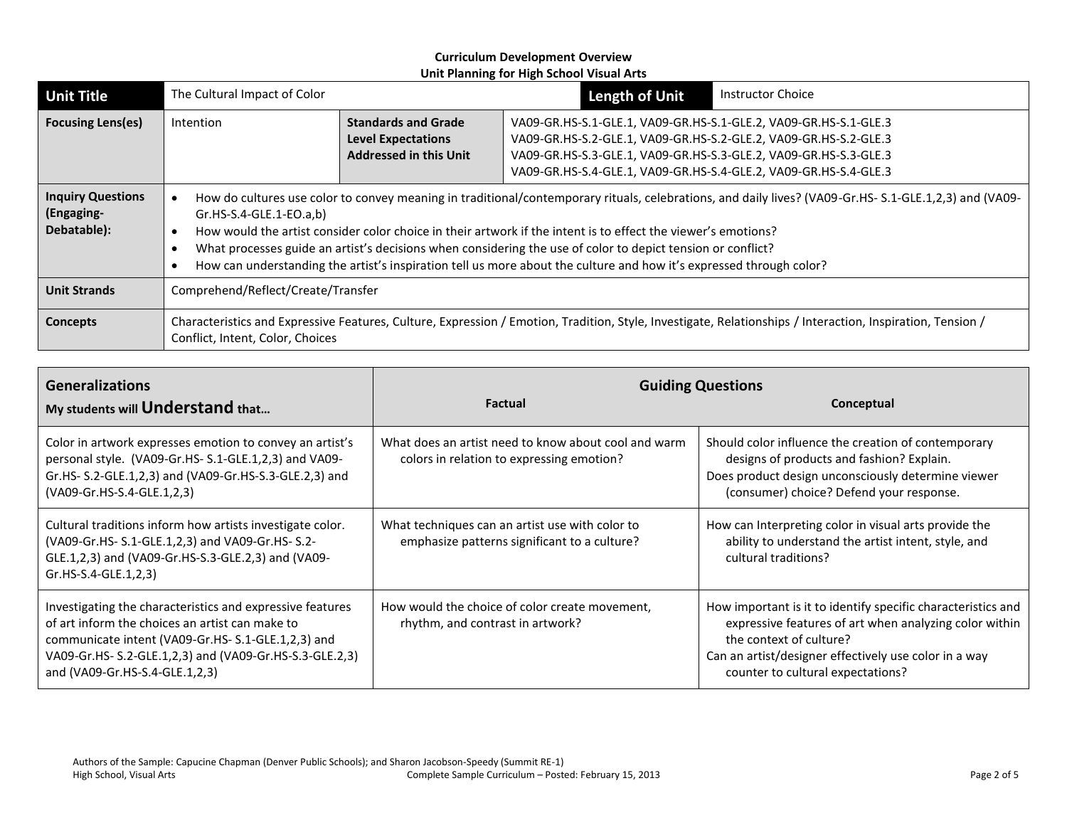**Curriculum Development Overview**
**Unit Planning for High School Visual Arts**

| **Unit Title** | The Cultural Impact of Color | | | **Length of Unit** | Instructor Choice |
|---|---|---|---|---|---|
| **Focusing Lens(es)** | Intention | **Standards and Grade Level Expectations Addressed in this Unit** | VA09-GR.HS-S.1-GLE.1, VA09-GR.HS-S.1-GLE.2, VA09-GR.HS-S.1-GLE.3<br>VA09-GR.HS-S.2-GLE.1, VA09-GR.HS-S.2-GLE.2, VA09-GR.HS-S.2-GLE.3<br>VA09-GR.HS-S.3-GLE.1, VA09-GR.HS-S.3-GLE.2, VA09-GR.HS-S.3-GLE.3<br>VA09-GR.HS-S.4-GLE.1, VA09-GR.HS-S.4-GLE.2, VA09-GR.HS-S.4-GLE.3 | | |
| **Inquiry Questions (Engaging-Debatable):** | • How do cultures use color to convey meaning in traditional/contemporary rituals, celebrations, and daily lives? (VA09-Gr.HS- S.1-GLE.1,2,3) and (VA09-Gr.HS-S.4-GLE.1-EO.a,b)<br>• How would the artist consider color choice in their artwork if the intent is to effect the viewer's emotions?<br>• What processes guide an artist's decisions when considering the use of color to depict tension or conflict?<br>• How can understanding the artist's inspiration tell us more about the culture and how it's expressed through color? | | | | |
| **Unit Strands** | Comprehend/Reflect/Create/Transfer | | | | |
| **Concepts** | Characteristics and Expressive Features, Culture, Expression / Emotion, Tradition, Style, Investigate, Relationships / Interaction, Inspiration, Tension / Conflict, Intent, Color, Choices | | | | |

| **Generalizations**<br>My students will **Understand** that… | **Guiding Questions**<br>**Factual** | **Conceptual** |
|---|---|---|
| Color in artwork expresses emotion to convey an artist's personal style. (VA09-Gr.HS- S.1-GLE.1,2,3) and VA09-Gr.HS- S.2-GLE.1,2,3) and (VA09-Gr.HS-S.3-GLE.2,3) and (VA09-Gr.HS-S.4-GLE.1,2,3) | What does an artist need to know about cool and warm colors in relation to expressing emotion? | Should color influence the creation of contemporary designs of products and fashion? Explain.<br>Does product design unconsciously determine viewer (consumer) choice? Defend your response. |
| Cultural traditions inform how artists investigate color. (VA09-Gr.HS- S.1-GLE.1,2,3) and VA09-Gr.HS- S.2-GLE.1,2,3) and (VA09-Gr.HS-S.3-GLE.2,3) and (VA09-Gr.HS-S.4-GLE.1,2,3) | What techniques can an artist use with color to emphasize patterns significant to a culture? | How can Interpreting color in visual arts provide the ability to understand the artist intent, style, and cultural traditions? |
| Investigating the characteristics and expressive features of art inform the choices an artist can make to communicate intent (VA09-Gr.HS- S.1-GLE.1,2,3) and VA09-Gr.HS- S.2-GLE.1,2,3) and (VA09-Gr.HS-S.3-GLE.2,3) and (VA09-Gr.HS-S.4-GLE.1,2,3) | How would the choice of color create movement, rhythm, and contrast in artwork? | How important is it to identify specific characteristics and expressive features of art when analyzing color within the context of culture?<br>Can an artist/designer effectively use color in a way counter to cultural expectations? |

Authors of the Sample: Capucine Chapman (Denver Public Schools); and Sharon Jacobson-Speedy (Summit RE-1)
High School, Visual Arts
Complete Sample Curriculum – Posted: February 15, 2013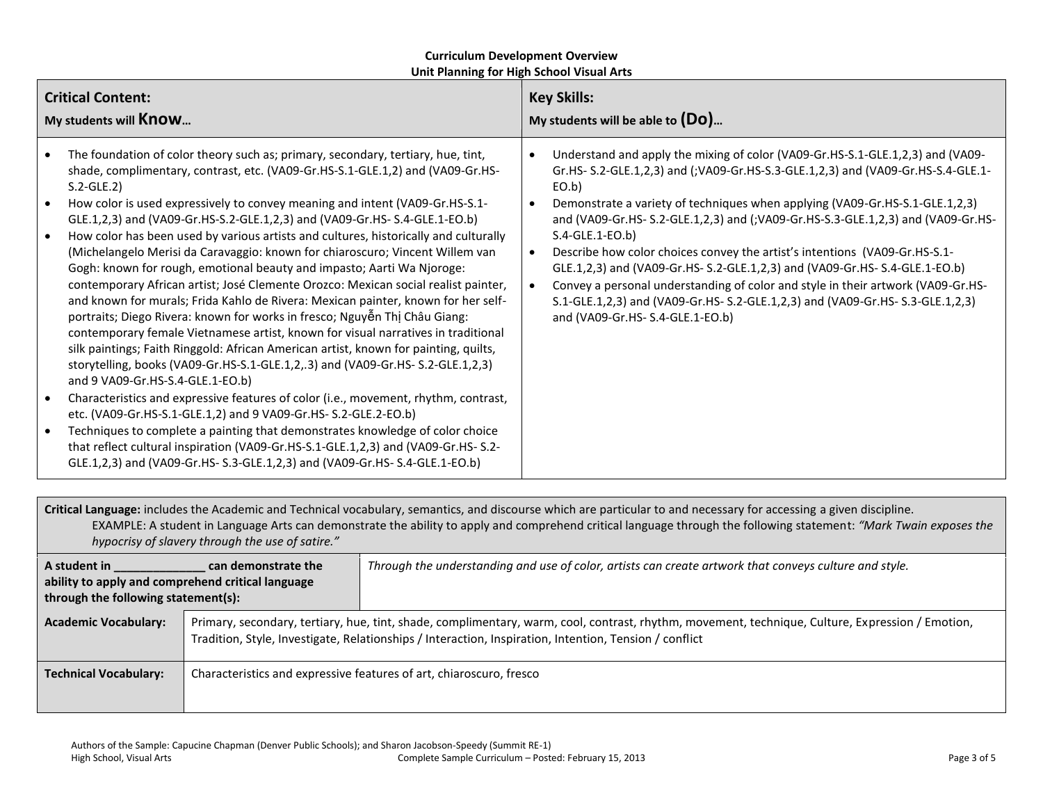**Curriculum Development Overview**
**Unit Planning for High School Visual Arts**

| **Critical Content:** My students will **Know…** | **Key Skills:** My students will be able to **(Do)…** |
|---|---|
| • The foundation of color theory such as; primary, secondary, tertiary, hue, tint, shade, complimentary, contrast, etc. (VA09-Gr.HS-S.1-GLE.1,2) and (VA09-Gr.HS-S.2-GLE.2)<br>• How color is used expressively to convey meaning and intent (VA09-Gr.HS-S.1-GLE.1,2,3) and (VA09-Gr.HS-S.2-GLE.1,2,3) and (VA09-Gr.HS- S.4-GLE.1-EO.b)<br>• How color has been used by various artists and cultures, historically and culturally (Michelangelo Merisi da Caravaggio: known for chiaroscuro; Vincent Willem van Gogh: known for rough, emotional beauty and impasto; Aarti Wa Njoroge: contemporary African artist; José Clemente Orozco: Mexican social realist painter, and known for murals; Frida Kahlo de Rivera: Mexican painter, known for her self-portraits; Diego Rivera: known for works in fresco; Nguyễn Thị Châu Giang: contemporary female Vietnamese artist, known for visual narratives in traditional silk paintings; Faith Ringgold: African American artist, known for painting, quilts, storytelling, books (VA09-Gr.HS-S.1-GLE.1,2,.3) and (VA09-Gr.HS- S.2-GLE.1,2,3) and 9 VA09-Gr.HS-S.4-GLE.1-EO.b)<br>• Characteristics and expressive features of color (i.e., movement, rhythm, contrast, etc. (VA09-Gr.HS-S.1-GLE.1,2) and 9 VA09-Gr.HS- S.2-GLE.2-EO.b)<br>• Techniques to complete a painting that demonstrates knowledge of color choice that reflect cultural inspiration (VA09-Gr.HS-S.1-GLE.1,2,3) and (VA09-Gr.HS- S.2-GLE.1,2,3) and (VA09-Gr.HS- S.3-GLE.1,2,3) and (VA09-Gr.HS- S.4-GLE.1-EO.b) | • Understand and apply the mixing of color (VA09-Gr.HS-S.1-GLE.1,2,3) and (VA09-Gr.HS- S.2-GLE.1,2,3) and (;VA09-Gr.HS-S.3-GLE.1,2,3) and (VA09-Gr.HS-S.4-GLE.1-EO.b)<br>• Demonstrate a variety of techniques when applying (VA09-Gr.HS-S.1-GLE.1,2,3) and (VA09-Gr.HS- S.2-GLE.1,2,3) and (;VA09-Gr.HS-S.3-GLE.1,2,3) and (VA09-Gr.HS-S.4-GLE.1-EO.b)<br>• Describe how color choices convey the artist's intentions (VA09-Gr.HS-S.1-GLE.1,2,3) and (VA09-Gr.HS- S.2-GLE.1,2,3) and (VA09-Gr.HS- S.4-GLE.1-EO.b)<br>• Convey a personal understanding of color and style in their artwork (VA09-Gr.HS-S.1-GLE.1,2,3) and (VA09-Gr.HS- S.2-GLE.1,2,3) and (VA09-Gr.HS- S.3-GLE.1,2,3) and (VA09-Gr.HS- S.4-GLE.1-EO.b) |

**Critical Language:** includes the Academic and Technical vocabulary, semantics, and discourse which are particular to and necessary for accessing a given discipline.
EXAMPLE: A student in Language Arts can demonstrate the ability to apply and comprehend critical language through the following statement: *"Mark Twain exposes the hypocrisy of slavery through the use of satire."*

| | |
|---|---|
| **A student in ______________ can demonstrate the ability to apply and comprehend critical language through the following statement(s):** | *Through the understanding and use of color, artists can create artwork that conveys culture and style.* |
| **Academic Vocabulary:** | Primary, secondary, tertiary, hue, tint, shade, complimentary, warm, cool, contrast, rhythm, movement, technique, Culture, Expression / Emotion, Tradition, Style, Investigate, Relationships / Interaction, Inspiration, Intention, Tension / conflict |
| **Technical Vocabulary:** | Characteristics and expressive features of art, chiaroscuro, fresco |

Authors of the Sample: Capucine Chapman (Denver Public Schools); and Sharon Jacobson-Speedy (Summit RE-1)
High School, Visual Arts — Complete Sample Curriculum – Posted: February 15, 2013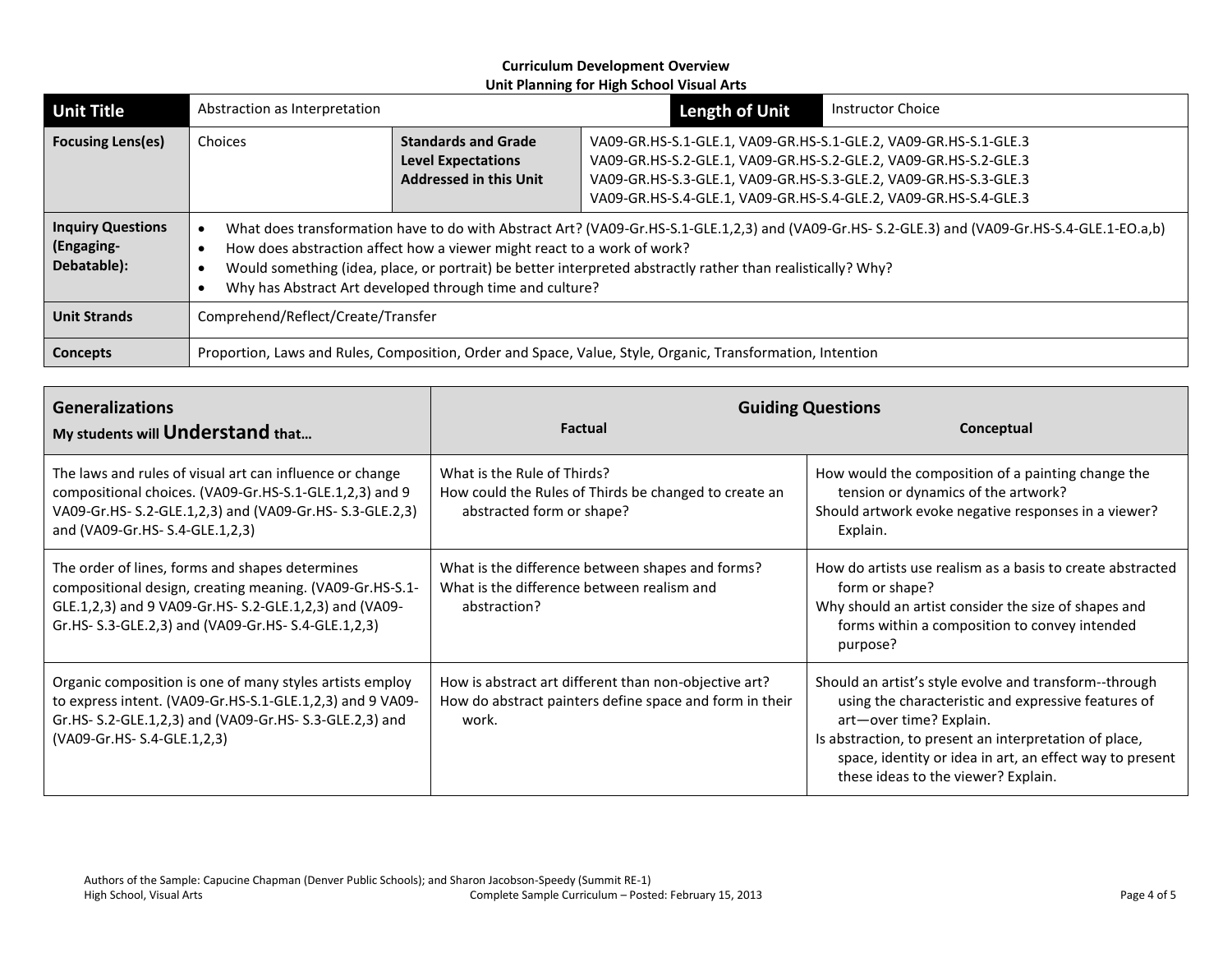**Curriculum Development Overview**
**Unit Planning for High School Visual Arts**

| **Unit Title** | Abstraction as Interpretation | | **Length of Unit** | Instructor Choice |
|---|---|---|---|---|
| **Focusing Lens(es)** | Choices | **Standards and Grade Level Expectations Addressed in this Unit** | VA09-GR.HS-S.1-GLE.1, VA09-GR.HS-S.1-GLE.2, VA09-GR.HS-S.1-GLE.3<br>VA09-GR.HS-S.2-GLE.1, VA09-GR.HS-S.2-GLE.2, VA09-GR.HS-S.2-GLE.3<br>VA09-GR.HS-S.3-GLE.1, VA09-GR.HS-S.3-GLE.2, VA09-GR.HS-S.3-GLE.3<br>VA09-GR.HS-S.4-GLE.1, VA09-GR.HS-S.4-GLE.2, VA09-GR.HS-S.4-GLE.3 | |
| **Inquiry Questions (Engaging-Debatable):** | • What does transformation have to do with Abstract Art? (VA09-Gr.HS-S.1-GLE.1,2,3) and (VA09-Gr.HS- S.2-GLE.3) and (VA09-Gr.HS-S.4-GLE.1-EO.a,b)<br>• How does abstraction affect how a viewer might react to a work of work?<br>• Would something (idea, place, or portrait) be better interpreted abstractly rather than realistically? Why?<br>• Why has Abstract Art developed through time and culture? | | | |
| **Unit Strands** | Comprehend/Reflect/Create/Transfer | | | |
| **Concepts** | Proportion, Laws and Rules, Composition, Order and Space, Value, Style, Organic, Transformation, Intention | | | |

| **Generalizations**<br>My students will **Understand** that… | **Guiding Questions**<br>**Factual** | **Conceptual** |
|---|---|---|
| The laws and rules of visual art can influence or change compositional choices. (VA09-Gr.HS-S.1-GLE.1,2,3) and 9 VA09-Gr.HS- S.2-GLE.1,2,3) and (VA09-Gr.HS- S.3-GLE.2,3) and (VA09-Gr.HS- S.4-GLE.1,2,3) | What is the Rule of Thirds?<br>How could the Rules of Thirds be changed to create an abstracted form or shape? | How would the composition of a painting change the tension or dynamics of the artwork?<br>Should artwork evoke negative responses in a viewer? Explain. |
| The order of lines, forms and shapes determines compositional design, creating meaning. (VA09-Gr.HS-S.1-GLE.1,2,3) and 9 VA09-Gr.HS- S.2-GLE.1,2,3) and (VA09-Gr.HS- S.3-GLE.2,3) and (VA09-Gr.HS- S.4-GLE.1,2,3) | What is the difference between shapes and forms?<br>What is the difference between realism and abstraction? | How do artists use realism as a basis to create abstracted form or shape?<br>Why should an artist consider the size of shapes and forms within a composition to convey intended purpose? |
| Organic composition is one of many styles artists employ to express intent. (VA09-Gr.HS-S.1-GLE.1,2,3) and 9 VA09-Gr.HS- S.2-GLE.1,2,3) and (VA09-Gr.HS- S.3-GLE.2,3) and (VA09-Gr.HS- S.4-GLE.1,2,3) | How is abstract art different than non-objective art?<br>How do abstract painters define space and form in their work. | Should an artist's style evolve and transform--through using the characteristic and expressive features of art—over time? Explain.<br>Is abstraction, to present an interpretation of place, space, identity or idea in art, an effect way to present these ideas to the viewer? Explain. |

Authors of the Sample: Capucine Chapman (Denver Public Schools); and Sharon Jacobson-Speedy (Summit RE-1)
High School, Visual Arts — Complete Sample Curriculum – Posted: February 15, 2013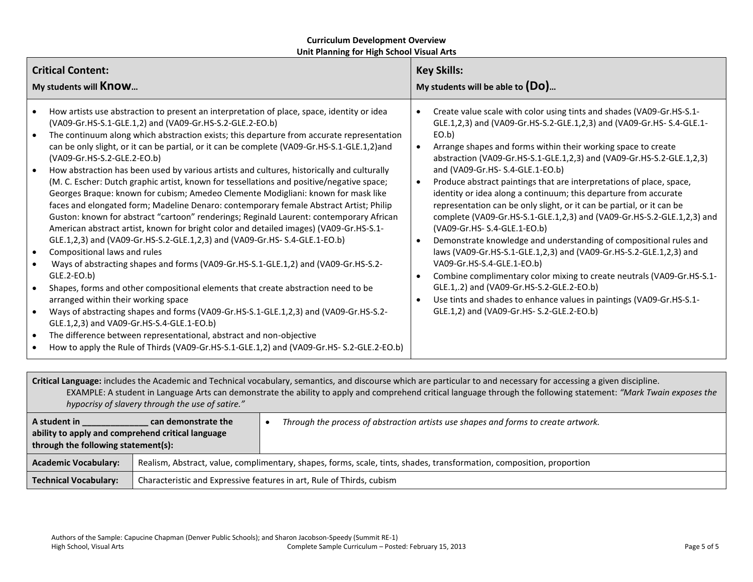**Curriculum Development Overview**
**Unit Planning for High School Visual Arts**

| **Critical Content:** My students will **Know**… | **Key Skills:** My students will be able to **(Do)**… |
|---|---|
| • How artists use abstraction to present an interpretation of place, space, identity or idea (VA09-Gr.HS-S.1-GLE.1,2) and (VA09-Gr.HS-S.2-GLE.2-EO.b)<br>• The continuum along which abstraction exists; this departure from accurate representation can be only slight, or it can be partial, or it can be complete (VA09-Gr.HS-S.1-GLE.1,2)and (VA09-Gr.HS-S.2-GLE.2-EO.b)<br>• How abstraction has been used by various artists and cultures, historically and culturally (M. C. Escher: Dutch graphic artist, known for tessellations and positive/negative space; Georges Braque: known for cubism; Amedeo Clemente Modigliani: known for mask like faces and elongated form; Madeline Denaro: contemporary female Abstract Artist; Philip Guston: known for abstract "cartoon" renderings; Reginald Laurent: contemporary African American abstract artist, known for bright color and detailed images) (VA09-Gr.HS-S.1-GLE.1,2,3) and (VA09-Gr.HS-S.2-GLE.1,2,3) and (VA09-Gr.HS- S.4-GLE.1-EO.b)<br>• Compositional laws and rules<br>• Ways of abstracting shapes and forms (VA09-Gr.HS-S.1-GLE.1,2) and (VA09-Gr.HS-S.2-GLE.2-EO.b)<br>• Shapes, forms and other compositional elements that create abstraction need to be arranged within their working space<br>• Ways of abstracting shapes and forms (VA09-Gr.HS-S.1-GLE.1,2,3) and (VA09-Gr.HS-S.2-GLE.1,2,3) and VA09-Gr.HS-S.4-GLE.1-EO.b)<br>• The difference between representational, abstract and non-objective<br>• How to apply the Rule of Thirds (VA09-Gr.HS-S.1-GLE.1,2) and (VA09-Gr.HS- S.2-GLE.2-EO.b) | • Create value scale with color using tints and shades (VA09-Gr.HS-S.1-GLE.1,2,3) and (VA09-Gr.HS-S.2-GLE.1,2,3) and (VA09-Gr.HS- S.4-GLE.1-EO.b)<br>• Arrange shapes and forms within their working space to create abstraction (VA09-Gr.HS-S.1-GLE.1,2,3) and (VA09-Gr.HS-S.2-GLE.1,2,3) and (VA09-Gr.HS- S.4-GLE.1-EO.b)<br>• Produce abstract paintings that are interpretations of place, space, identity or idea along a continuum; this departure from accurate representation can be only slight, or it can be partial, or it can be complete (VA09-Gr.HS-S.1-GLE.1,2,3) and (VA09-Gr.HS-S.2-GLE.1,2,3) and (VA09-Gr.HS- S.4-GLE.1-EO.b)<br>• Demonstrate knowledge and understanding of compositional rules and laws (VA09-Gr.HS-S.1-GLE.1,2,3) and (VA09-Gr.HS-S.2-GLE.1,2,3) and VA09-Gr.HS-S.4-GLE.1-EO.b)<br>• Combine complimentary color mixing to create neutrals (VA09-Gr.HS-S.1-GLE.1,.2) and (VA09-Gr.HS-S.2-GLE.2-EO.b)<br>• Use tints and shades to enhance values in paintings (VA09-Gr.HS-S.1-GLE.1,2) and (VA09-Gr.HS- S.2-GLE.2-EO.b) |

**Critical Language:** includes the Academic and Technical vocabulary, semantics, and discourse which are particular to and necessary for accessing a given discipline.
EXAMPLE: A student in Language Arts can demonstrate the ability to apply and comprehend critical language through the following statement: *"Mark Twain exposes the hypocrisy of slavery through the use of satire."*

| | |
|---|---|
| **A student in ______________ can demonstrate the ability to apply and comprehend critical language through the following statement(s):** | • *Through the process of abstraction artists use shapes and forms to create artwork.* |
| **Academic Vocabulary:** | Realism, Abstract, value, complimentary, shapes, forms, scale, tints, shades, transformation, composition, proportion |
| **Technical Vocabulary:** | Characteristic and Expressive features in art, Rule of Thirds, cubism |

Authors of the Sample: Capucine Chapman (Denver Public Schools); and Sharon Jacobson-Speedy (Summit RE-1)
High School, Visual Arts
Complete Sample Curriculum – Posted: February 15, 2013